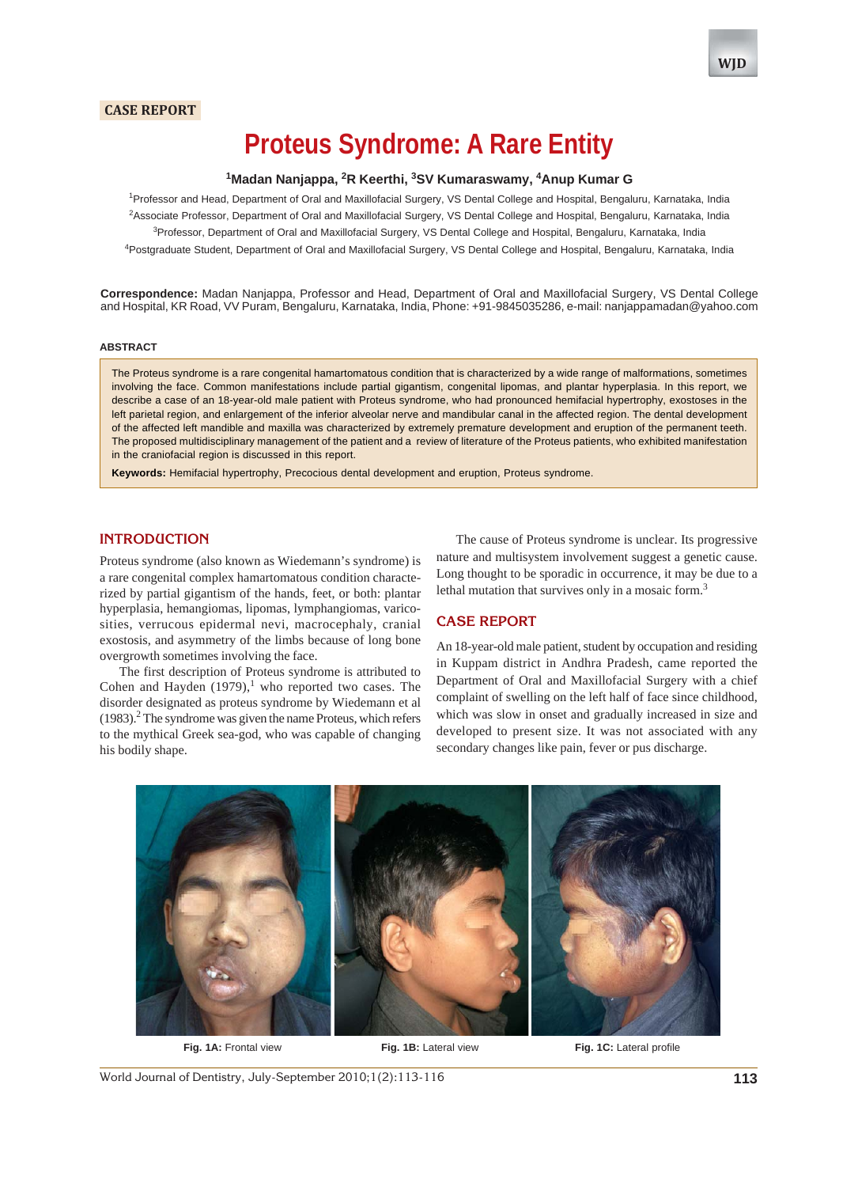CASE REPORT

# Proteus Syndrome: A Rare Entity

[1]Madan Nanjappa, [2]R Keerthi, [3]SV Kumaraswamy, [4]Anup Kumar G

[1]Professor and Head, Department of Oral and Maxillofacial Surgery, VS Dental College and Hospital, Bengaluru, Karnataka, India

[2]Associate Professor, Department of Oral and Maxillofacial Surgery, VS Dental College and Hospital, Bengaluru, Karnataka, India

[3]Professor, Department of Oral and Maxillofacial Surgery, VS Dental College and Hospital, Bengaluru, Karnataka, India

[4]Postgraduate Student, Department of Oral and Maxillofacial Surgery, VS Dental College and Hospital, Bengaluru, Karnataka, India

**Correspondence:** Madan Nanjappa, Professor and Head, Department of Oral and Maxillofacial Surgery, VS Dental College and Hospital, KR Road, VV Puram, Bengaluru, Karnataka, India, Phone: +91-9845035286, e-mail: nanjappamadan@yahoo.com

## ABSTRACT

The Proteus syndrome is a rare congenital hamartomatous condition that is characterized by a wide range of malformations, sometimes involving the face. Common manifestations include partial gigantism, congenital lipomas, and plantar hyperplasia. In this report, we describe a case of an 18-year-old male patient with Proteus syndrome, who had pronounced hemifacial hypertrophy, exostoses in the left parietal region, and enlargement of the inferior alveolar nerve and mandibular canal in the affected region. The dental development of the affected left mandible and maxilla was characterized by extremely premature development and eruption of the permanent teeth. The proposed multidisciplinary management of the patient and a review of literature of the Proteus patients, who exhibited manifestation in the craniofacial region is discussed in this report.

**Keywords:** Hemifacial hypertrophy, Precocious dental development and eruption, Proteus syndrome.

## INTRODUCTION

Proteus syndrome (also known as Wiedemann's syndrome) is a rare congenital complex hamartomatous condition characterized by partial gigantism of the hands, feet, or both: plantar hyperplasia, hemangiomas, lipomas, lymphangiomas, varicosities, verrucous epidermal nevi, macrocephaly, cranial exostosis, and asymmetry of the limbs because of long bone overgrowth sometimes involving the face.

The first description of Proteus syndrome is attributed to Cohen and Hayden (1979),[1] who reported two cases. The disorder designated as proteus syndrome by Wiedemann et al (1983).[2] The syndrome was given the name Proteus, which refers to the mythical Greek sea-god, who was capable of changing his bodily shape.

The cause of Proteus syndrome is unclear. Its progressive nature and multisystem involvement suggest a genetic cause. Long thought to be sporadic in occurrence, it may be due to a lethal mutation that survives only in a mosaic form.[3]

## CASE REPORT

An 18-year-old male patient, student by occupation and residing in Kuppam district in Andhra Pradesh, came reported the Department of Oral and Maxillofacial Surgery with a chief complaint of swelling on the left half of face since childhood, which was slow in onset and gradually increased in size and developed to present size. It was not associated with any secondary changes like pain, fever or pus discharge.

**Fig. 1A:** Frontal view

**Fig. 1B:** Lateral view

**Fig. 1C:** Lateral profile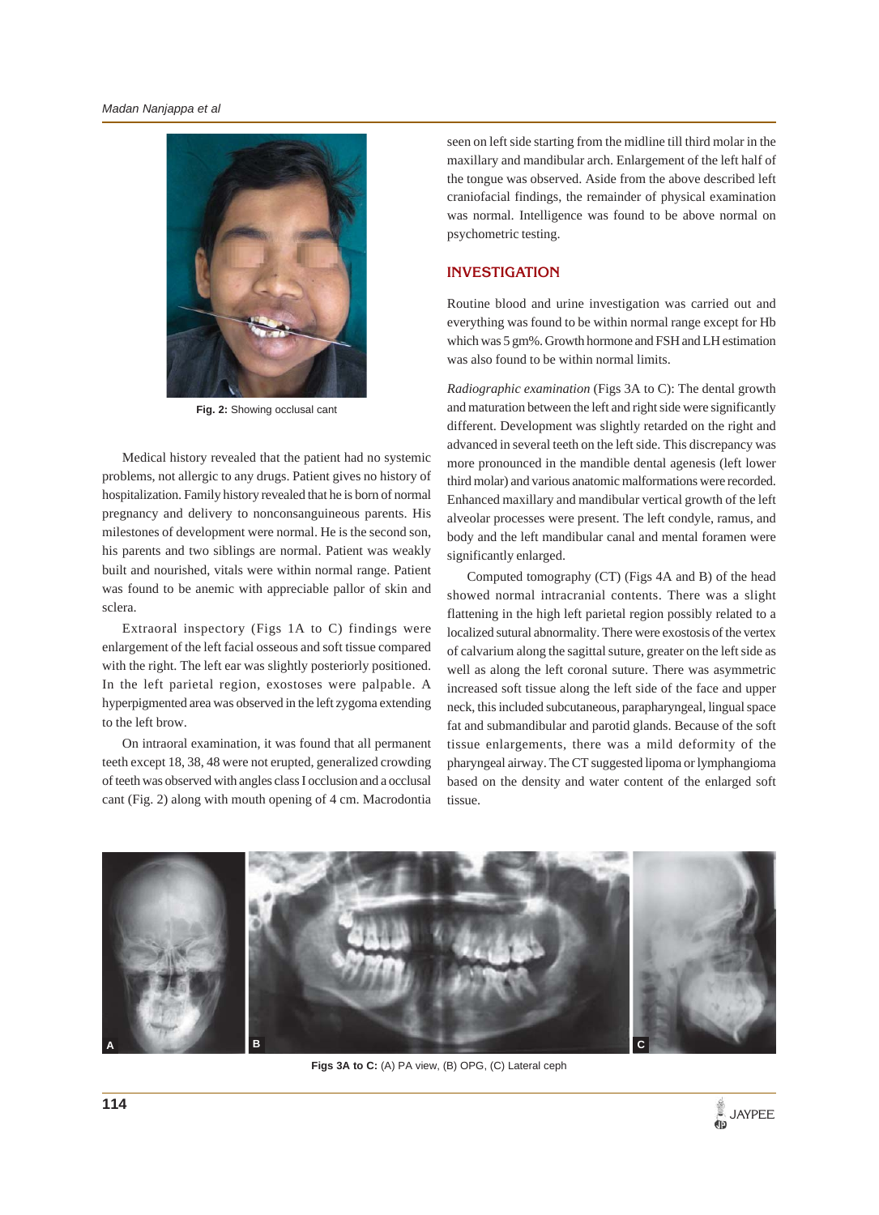Fig. 2: Showing occlusal cant

Medical history revealed that the patient had no systemic problems, not allergic to any drugs. Patient gives no history of hospitalization. Family history revealed that he is born of normal pregnancy and delivery to nonconsanguineous parents. His milestones of development were normal. He is the second son, his parents and two siblings are normal. Patient was weakly built and nourished, vitals were within normal range. Patient was found to be anemic with appreciable pallor of skin and sclera.

Extraoral inspectory (Figs 1A to C) findings were enlargement of the left facial osseous and soft tissue compared with the right. The left ear was slightly posteriorly positioned. In the left parietal region, exostoses were palpable. A hyperpigmented area was observed in the left zygoma extending to the left brow.

On intraoral examination, it was found that all permanent teeth except 18, 38, 48 were not erupted, generalized crowding of teeth was observed with angles class I occlusion and a occlusal cant (Fig. 2) along with mouth opening of 4 cm. Macrodontia seen on left side starting from the midline till third molar in the maxillary and mandibular arch. Enlargement of the left half of the tongue was observed. Aside from the above described left craniofacial findings, the remainder of physical examination was normal. Intelligence was found to be above normal on psychometric testing.

## INVESTIGATION

Routine blood and urine investigation was carried out and everything was found to be within normal range except for Hb which was 5 gm%. Growth hormone and FSH and LH estimation was also found to be within normal limits.

*Radiographic examination* (Figs 3A to C): The dental growth and maturation between the left and right side were significantly different. Development was slightly retarded on the right and advanced in several teeth on the left side. This discrepancy was more pronounced in the mandible dental agenesis (left lower third molar) and various anatomic malformations were recorded. Enhanced maxillary and mandibular vertical growth of the left alveolar processes were present. The left condyle, ramus, and body and the left mandibular canal and mental foramen were significantly enlarged.

Computed tomography (CT) (Figs 4A and B) of the head showed normal intracranial contents. There was a slight flattening in the high left parietal region possibly related to a localized sutural abnormality. There were exostosis of the vertex of calvarium along the sagittal suture, greater on the left side as well as along the left coronal suture. There was asymmetric increased soft tissue along the left side of the face and upper neck, this included subcutaneous, parapharyngeal, lingual space fat and submandibular and parotid glands. Because of the soft tissue enlargements, there was a mild deformity of the pharyngeal airway. The CT suggested lipoma or lymphangioma based on the density and water content of the enlarged soft tissue.

**Figs 3A to C:** (A) PA view, (B) OPG, (C) Lateral ceph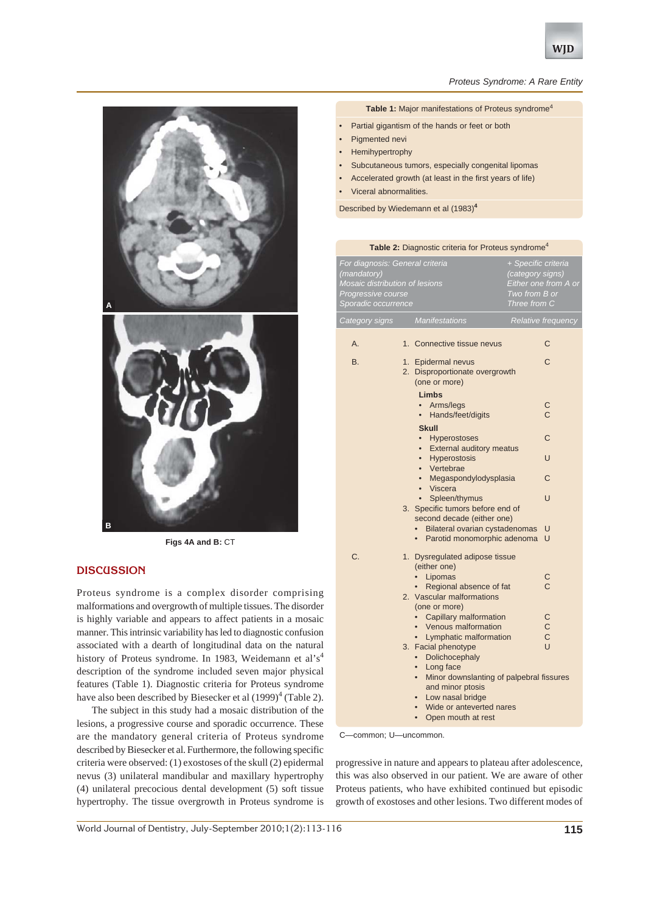Figs 4A and B: CT

## DISCUSSION

Proteus syndrome is a complex disorder comprising malformations and overgrowth of multiple tissues. The disorder is highly variable and appears to affect patients in a mosaic manner. This intrinsic variability has led to diagnostic confusion associated with a dearth of longitudinal data on the natural history of Proteus syndrome. In 1983, Weidemann et al's[4] description of the syndrome included seven major physical features (Table 1). Diagnostic criteria for Proteus syndrome have also been described by Biesecker et al (1999)[4] (Table 2).

The subject in this study had a mosaic distribution of the lesions, a progressive course and sporadic occurrence. These are the mandatory general criteria of Proteus syndrome described by Biesecker et al. Furthermore, the following specific criteria were observed: (1) exostoses of the skull (2) epidermal nevus (3) unilateral mandibular and maxillary hypertrophy (4) unilateral precocious dental development (5) soft tissue hypertrophy. The tissue overgrowth in Proteus syndrome is progressive in nature and appears to plateau after adolescence, this was also observed in our patient. We are aware of other Proteus patients, who have exhibited continued but episodic growth of exostoses and other lesions. Two different modes of

**Table 1:** Major manifestations of Proteus syndrome[4]

- Partial gigantism of the hands or feet or both
- Pigmented nevi
- Hemihypertrophy
- Subcutaneous tumors, especially congenital lipomas
- Accelerated growth (at least in the first years of life)
- Viceral abnormalities.

Described by Wiedemann et al (1983)[4]

**Table 2:** Diagnostic criteria for Proteus syndrome[4]

| *For diagnosis: General criteria (mandatory)* <br> *Mosaic distribution of lesions* <br> *Progressive course* <br> *Sporadic occurrence* | | *+ Specific criteria (category signs)* <br> *Either one from A or Two from B or Three from C* |
|---|---|---|
| *Category signs* | *Manifestations* | *Relative frequency* |
| A. | 1. Connective tissue nevus | C |
| B. | 1. Epidermal nevus | C |
| | 2. Disproportionate overgrowth (one or more) | |
| | **Limbs** | |
| | • Arms/legs | C |
| | • Hands/feet/digits | C |
| | **Skull** | |
| | • Hyperostoses | C |
| | • External auditory meatus | |
| | • Hyperostosis | U |
| | • Vertebrae | |
| | • Megaspondylodysplasia | C |
| | • Viscera | |
| | • Spleen/thymus | U |
| | 3. Specific tumors before end of second decade (either one) | |
| | • Bilateral ovarian cystadenomas | U |
| | • Parotid monomorphic adenoma | U |
| C. | 1. Dysregulated adipose tissue (either one) | |
| | • Lipomas | C |
| | • Regional absence of fat | C |
| | 2. Vascular malformations (one or more) | |
| | • Capillary malformation | C |
| | • Venous malformation | C |
| | • Lymphatic malformation | C |
| | 3. Facial phenotype | U |
| | • Dolichocephaly | |
| | • Long face | |
| | • Minor downslanting of palpebral fissures and minor ptosis | |
| | • Low nasal bridge | |
| | • Wide or anteverted nares | |
| | • Open mouth at rest | |

C—common; U—uncommon.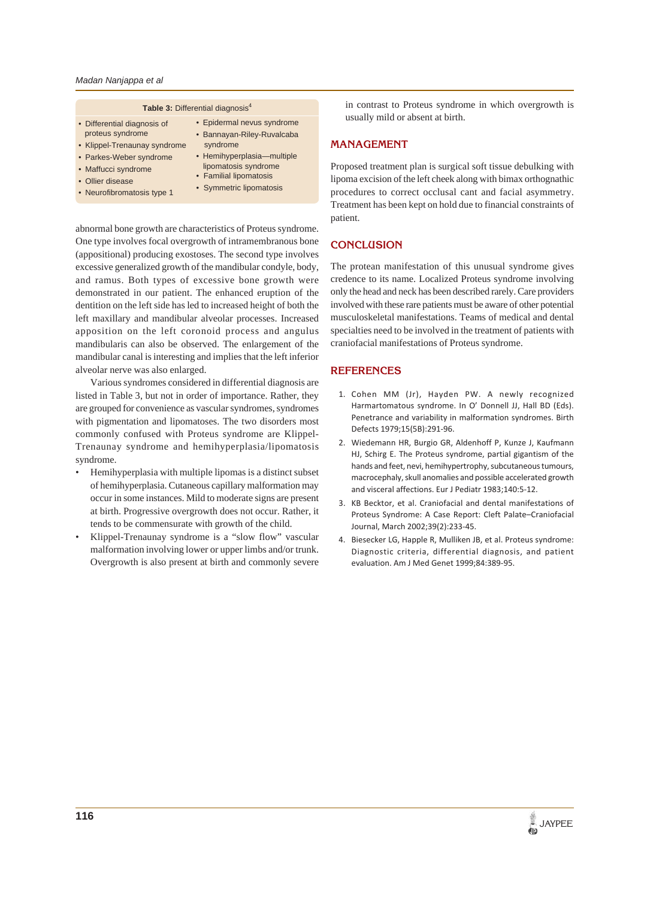**Table 3:** Differential diagnosis[4]

- Differential diagnosis of proteus syndrome
- Klippel-Trenaunay syndrome
- Parkes-Weber syndrome
- Maffucci syndrome
- Ollier disease
- Neurofibromatosis type 1
- Epidermal nevus syndrome
- Bannayan-Riley-Ruvalcaba syndrome
- Hemihyperplasia—multiple lipomatosis syndrome
- Familial lipomatosis
- Symmetric lipomatosis

abnormal bone growth are characteristics of Proteus syndrome. One type involves focal overgrowth of intramembranous bone (appositional) producing exostoses. The second type involves excessive generalized growth of the mandibular condyle, body, and ramus. Both types of excessive bone growth were demonstrated in our patient. The enhanced eruption of the dentition on the left side has led to increased height of both the left maxillary and mandibular alveolar processes. Increased apposition on the left coronoid process and angulus mandibularis can also be observed. The enlargement of the mandibular canal is interesting and implies that the left inferior alveolar nerve was also enlarged.

Various syndromes considered in differential diagnosis are listed in Table 3, but not in order of importance. Rather, they are grouped for convenience as vascular syndromes, syndromes with pigmentation and lipomatoses. The two disorders most commonly confused with Proteus syndrome are Klippel-Trenaunay syndrome and hemihyperplasia/lipomatosis syndrome.

- Hemihyperplasia with multiple lipomas is a distinct subset of hemihyperplasia. Cutaneous capillary malformation may occur in some instances. Mild to moderate signs are present at birth. Progressive overgrowth does not occur. Rather, it tends to be commensurate with growth of the child.
- Klippel-Trenaunay syndrome is a "slow flow" vascular malformation involving lower or upper limbs and/or trunk. Overgrowth is also present at birth and commonly severe in contrast to Proteus syndrome in which overgrowth is usually mild or absent at birth.

## MANAGEMENT

Proposed treatment plan is surgical soft tissue debulking with lipoma excision of the left cheek along with bimax orthognathic procedures to correct occlusal cant and facial asymmetry. Treatment has been kept on hold due to financial constraints of patient.

## CONCLUSION

The protean manifestation of this unusual syndrome gives credence to its name. Localized Proteus syndrome involving only the head and neck has been described rarely. Care providers involved with these rare patients must be aware of other potential musculoskeletal manifestations. Teams of medical and dental specialties need to be involved in the treatment of patients with craniofacial manifestations of Proteus syndrome.

## REFERENCES

1. Cohen MM (Jr), Hayden PW. A newly recognized Harmartomatous syndrome. In O' Donnell JJ, Hall BD (Eds). Penetrance and variability in malformation syndromes. Birth Defects 1979;15(5B):291-96.
2. Wiedemann HR, Burgio GR, Aldenhoff P, Kunze J, Kaufmann HJ, Schirg E. The Proteus syndrome, partial gigantism of the hands and feet, nevi, hemihypertrophy, subcutaneous tumours, macrocephaly, skull anomalies and possible accelerated growth and visceral affections. Eur J Pediatr 1983;140:5-12.
3. KB Becktor, et al. Craniofacial and dental manifestations of Proteus Syndrome: A Case Report: Cleft Palate–Craniofacial Journal, March 2002;39(2):233-45.
4. Biesecker LG, Happle R, Mulliken JB, et al. Proteus syndrome: Diagnostic criteria, differential diagnosis, and patient evaluation. Am J Med Genet 1999;84:389-95.